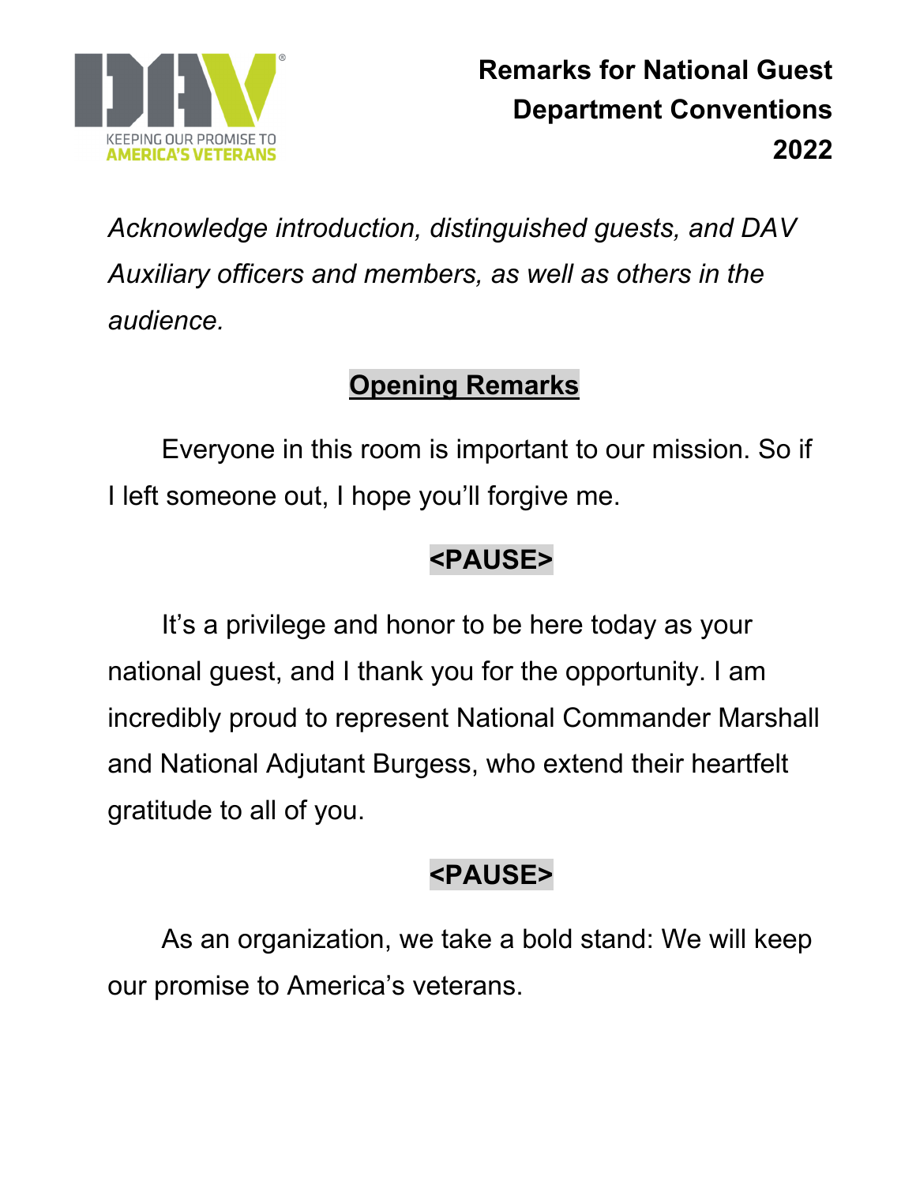# Remarks for National Guest Department Conventions 2022

*Acknowledge introduction, distinguished guests, and DAV Auxiliary officers and members, as well as others in the audience.*

## Opening Remarks

Everyone in this room is important to our mission. So if I left someone out, I hope you'll forgive me.

**<PAUSE>**

It's a privilege and honor to be here today as your national guest, and I thank you for the opportunity. I am incredibly proud to represent National Commander Marshall and National Adjutant Burgess, who extend their heartfelt gratitude to all of you.

**<PAUSE>**

As an organization, we take a bold stand: We will keep our promise to America's veterans.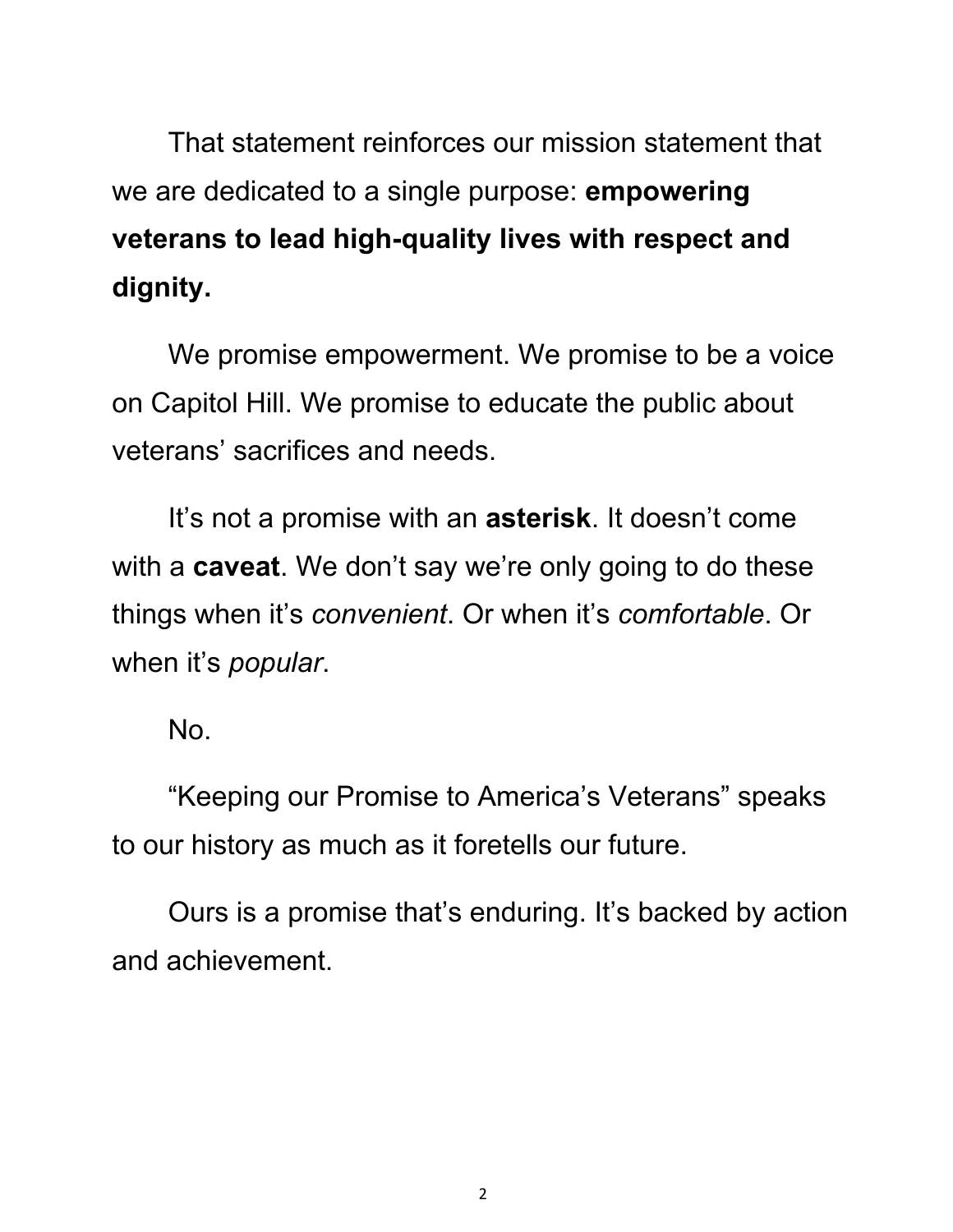That statement reinforces our mission statement that we are dedicated to a single purpose: **empowering veterans to lead high-quality lives with respect and dignity.**

We promise empowerment. We promise to be a voice on Capitol Hill. We promise to educate the public about veterans' sacrifices and needs.

It's not a promise with an **asterisk**. It doesn't come with a **caveat**. We don't say we're only going to do these things when it's *convenient*. Or when it's *comfortable*. Or when it's *popular*.

No.

"Keeping our Promise to America's Veterans" speaks to our history as much as it foretells our future.

Ours is a promise that's enduring. It's backed by action and achievement.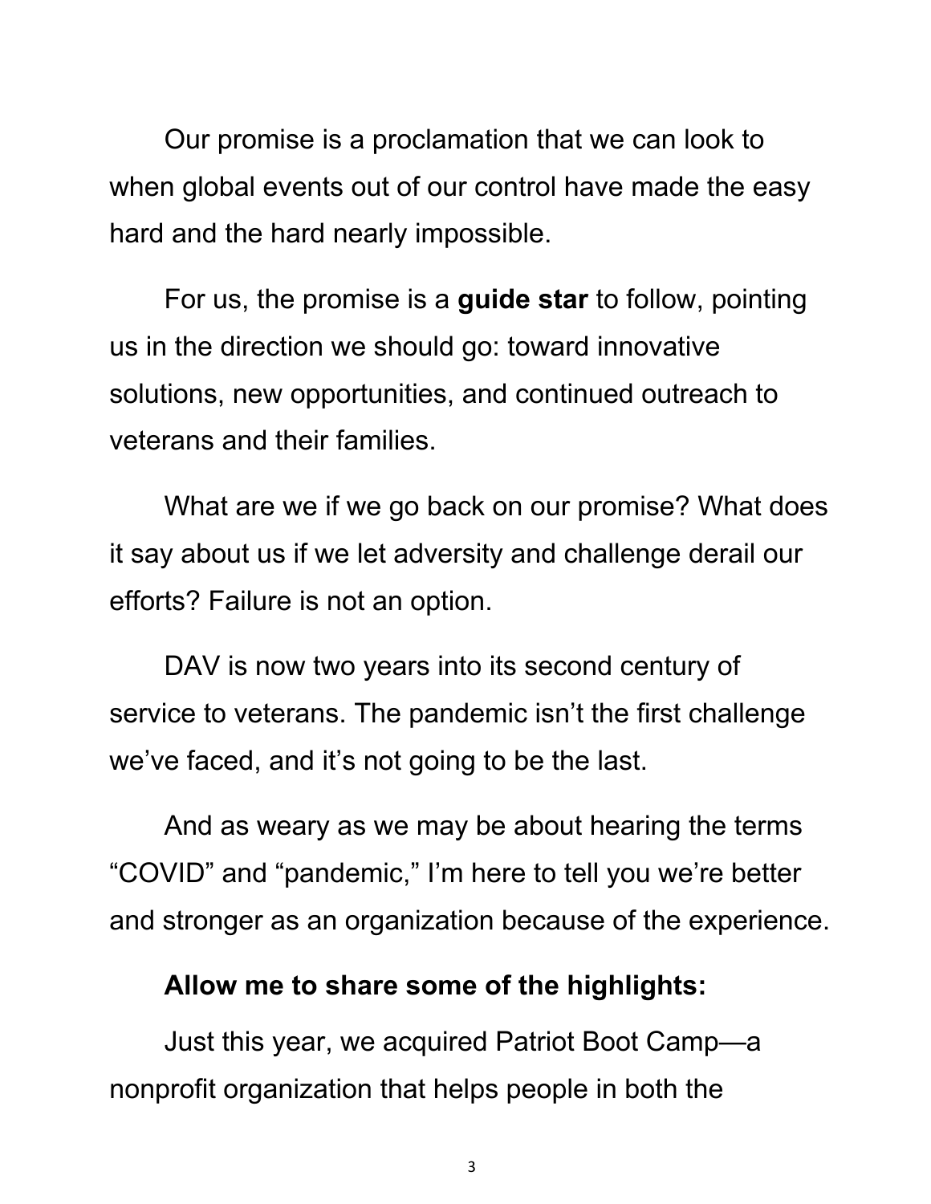Our promise is a proclamation that we can look to when global events out of our control have made the easy hard and the hard nearly impossible.

For us, the promise is a **guide star** to follow, pointing us in the direction we should go: toward innovative solutions, new opportunities, and continued outreach to veterans and their families.

What are we if we go back on our promise? What does it say about us if we let adversity and challenge derail our efforts? Failure is not an option.

DAV is now two years into its second century of service to veterans. The pandemic isn't the first challenge we've faced, and it's not going to be the last.

And as weary as we may be about hearing the terms "COVID" and "pandemic," I'm here to tell you we're better and stronger as an organization because of the experience.

**Allow me to share some of the highlights:**

Just this year, we acquired Patriot Boot Camp—a nonprofit organization that helps people in both the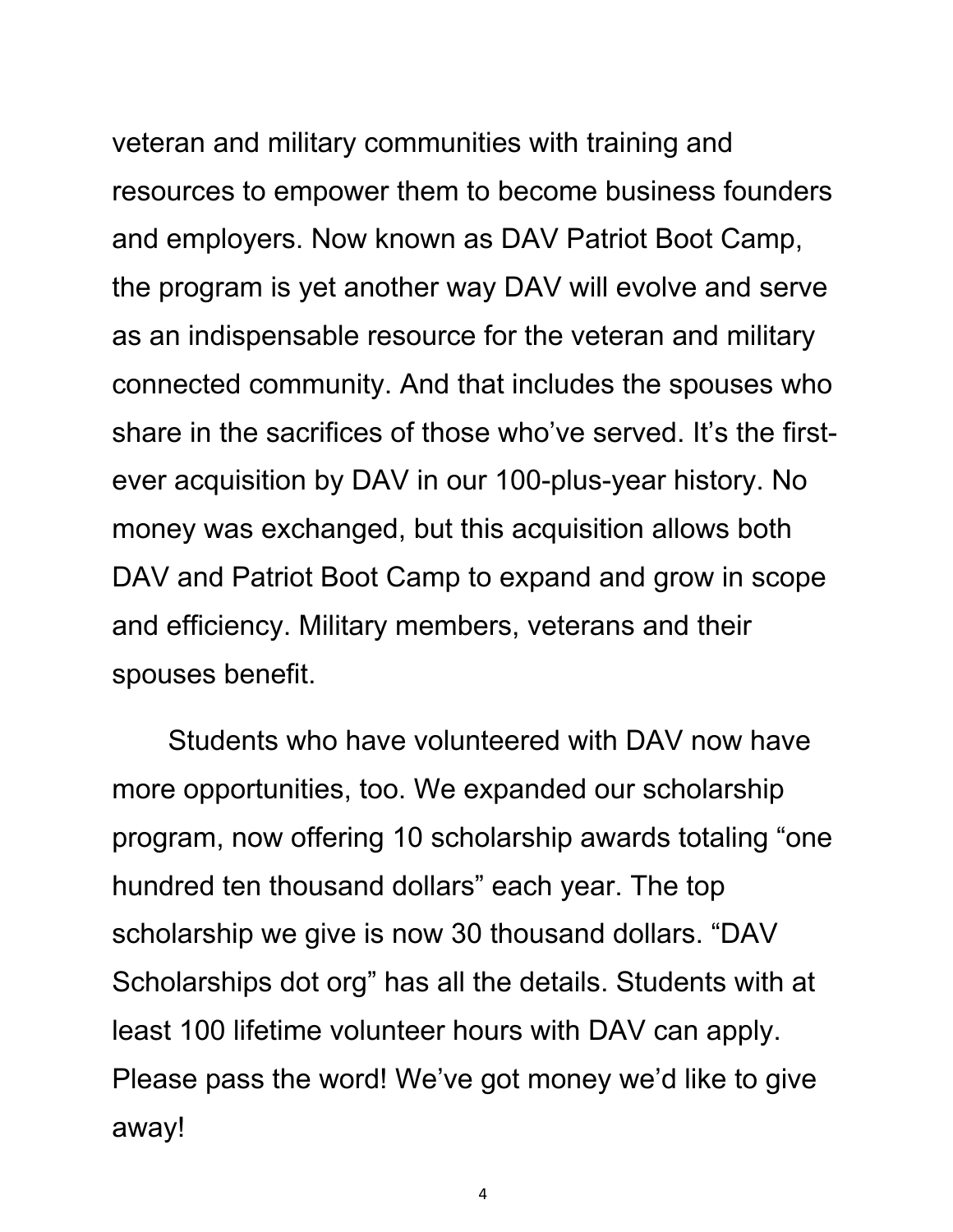veteran and military communities with training and resources to empower them to become business founders and employers. Now known as DAV Patriot Boot Camp, the program is yet another way DAV will evolve and serve as an indispensable resource for the veteran and military connected community. And that includes the spouses who share in the sacrifices of those who've served. It's the first-ever acquisition by DAV in our 100-plus-year history. No money was exchanged, but this acquisition allows both DAV and Patriot Boot Camp to expand and grow in scope and efficiency. Military members, veterans and their spouses benefit.

Students who have volunteered with DAV now have more opportunities, too. We expanded our scholarship program, now offering 10 scholarship awards totaling "one hundred ten thousand dollars" each year. The top scholarship we give is now 30 thousand dollars. "DAV Scholarships dot org" has all the details. Students with at least 100 lifetime volunteer hours with DAV can apply. Please pass the word! We've got money we'd like to give away!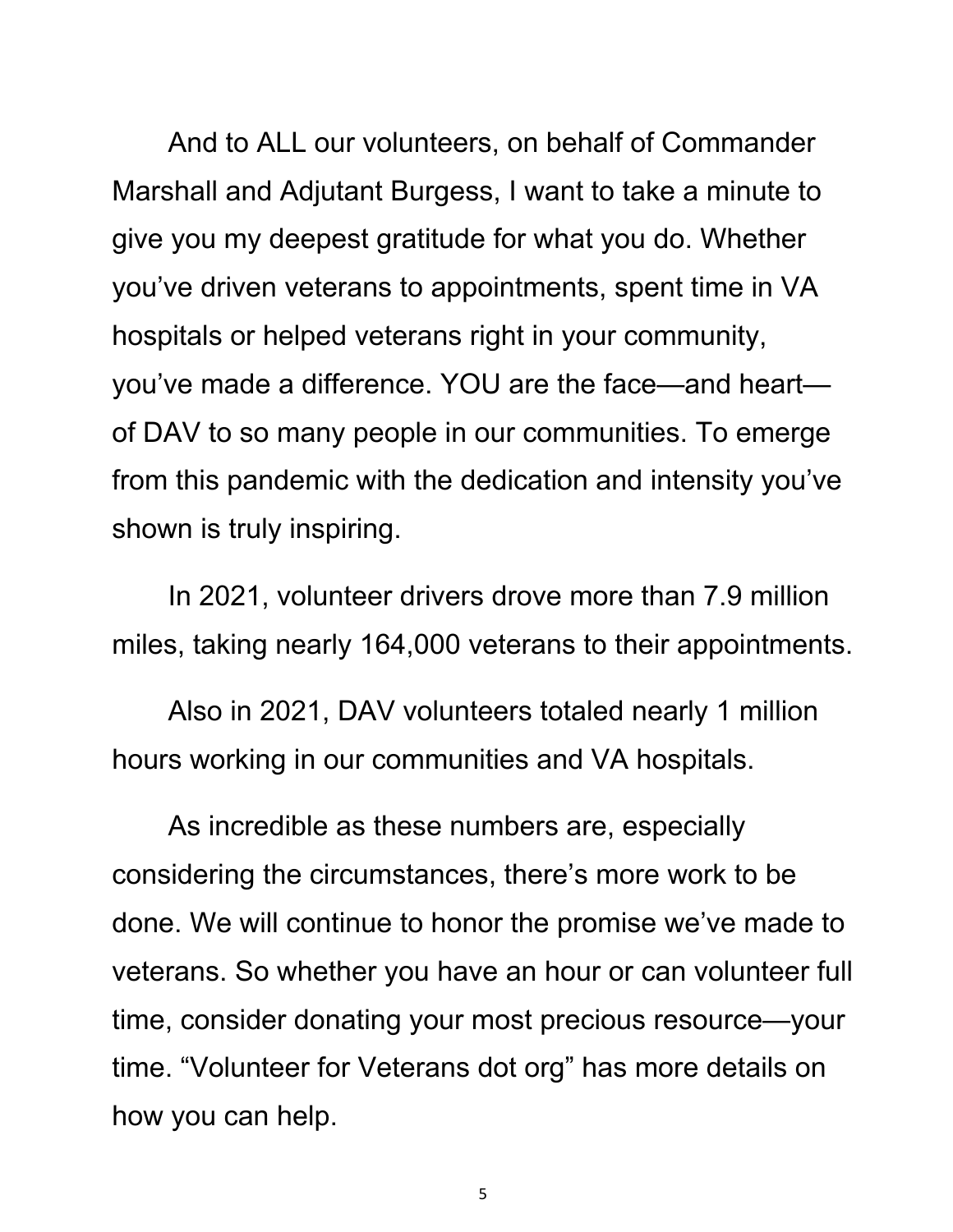And to ALL our volunteers, on behalf of Commander Marshall and Adjutant Burgess, I want to take a minute to give you my deepest gratitude for what you do. Whether you've driven veterans to appointments, spent time in VA hospitals or helped veterans right in your community, you've made a difference. YOU are the face—and heart—of DAV to so many people in our communities. To emerge from this pandemic with the dedication and intensity you've shown is truly inspiring.

In 2021, volunteer drivers drove more than 7.9 million miles, taking nearly 164,000 veterans to their appointments.

Also in 2021, DAV volunteers totaled nearly 1 million hours working in our communities and VA hospitals.

As incredible as these numbers are, especially considering the circumstances, there's more work to be done. We will continue to honor the promise we've made to veterans. So whether you have an hour or can volunteer full time, consider donating your most precious resource—your time. "Volunteer for Veterans dot org" has more details on how you can help.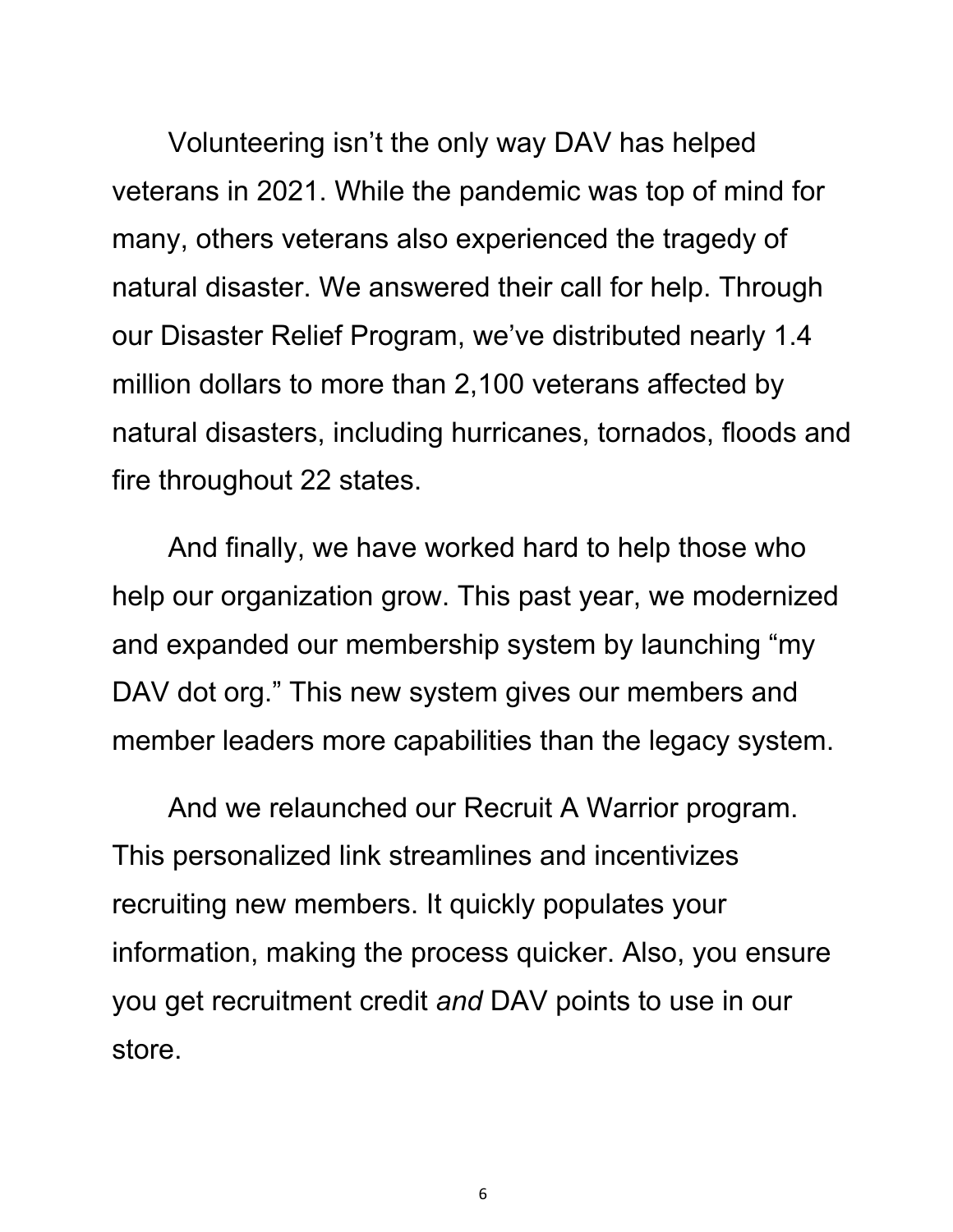Volunteering isn't the only way DAV has helped veterans in 2021. While the pandemic was top of mind for many, others veterans also experienced the tragedy of natural disaster. We answered their call for help. Through our Disaster Relief Program, we've distributed nearly 1.4 million dollars to more than 2,100 veterans affected by natural disasters, including hurricanes, tornados, floods and fire throughout 22 states.

And finally, we have worked hard to help those who help our organization grow. This past year, we modernized and expanded our membership system by launching "my DAV dot org." This new system gives our members and member leaders more capabilities than the legacy system.

And we relaunched our Recruit A Warrior program. This personalized link streamlines and incentivizes recruiting new members. It quickly populates your information, making the process quicker. Also, you ensure you get recruitment credit *and* DAV points to use in our store.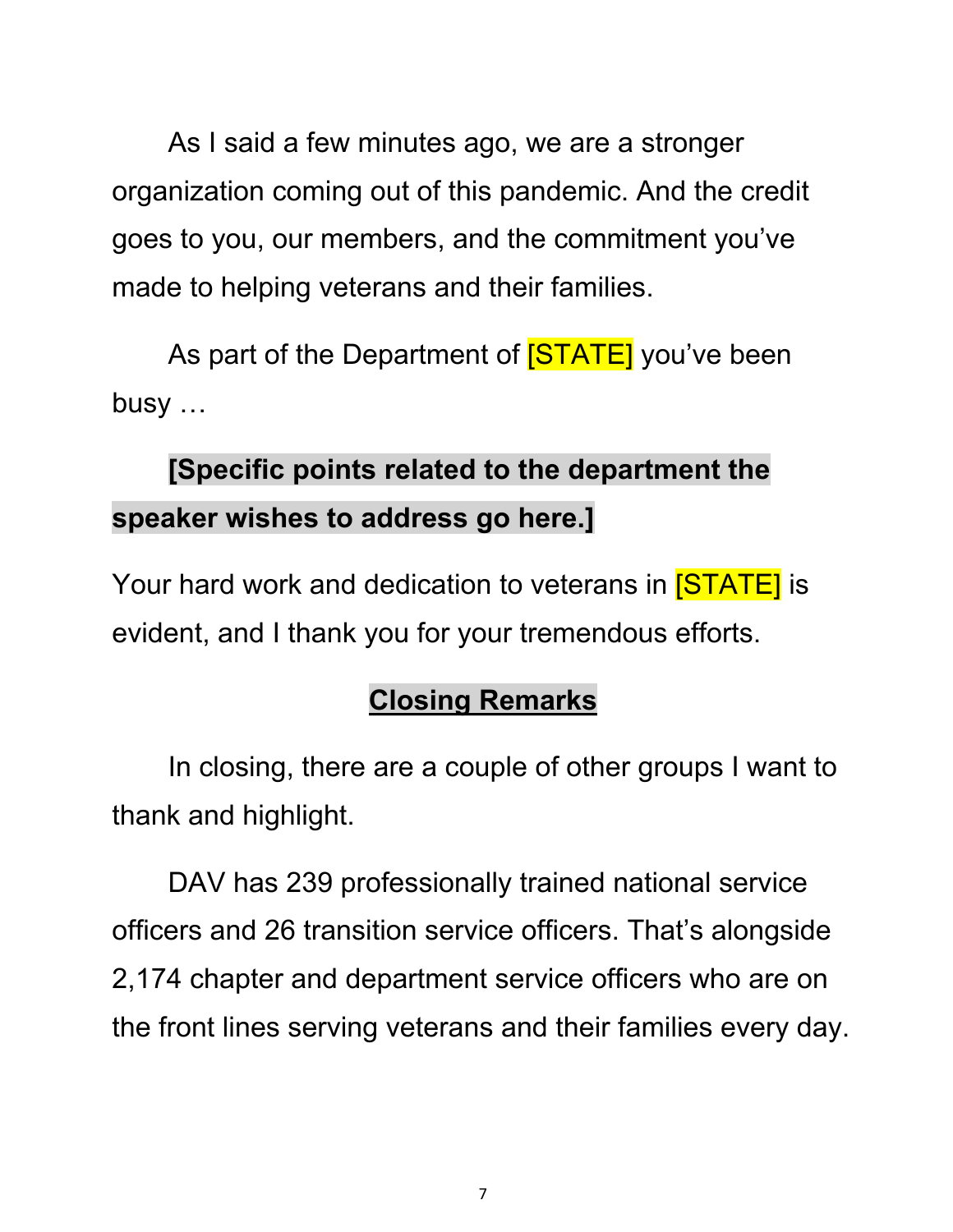As I said a few minutes ago, we are a stronger organization coming out of this pandemic. And the credit goes to you, our members, and the commitment you've made to helping veterans and their families.

As part of the Department of [STATE] you've been busy …

**[Specific points related to the department the speaker wishes to address go here.]**

Your hard work and dedication to veterans in [STATE] is evident, and I thank you for your tremendous efforts.

## Closing Remarks

In closing, there are a couple of other groups I want to thank and highlight.

DAV has 239 professionally trained national service officers and 26 transition service officers. That's alongside 2,174 chapter and department service officers who are on the front lines serving veterans and their families every day.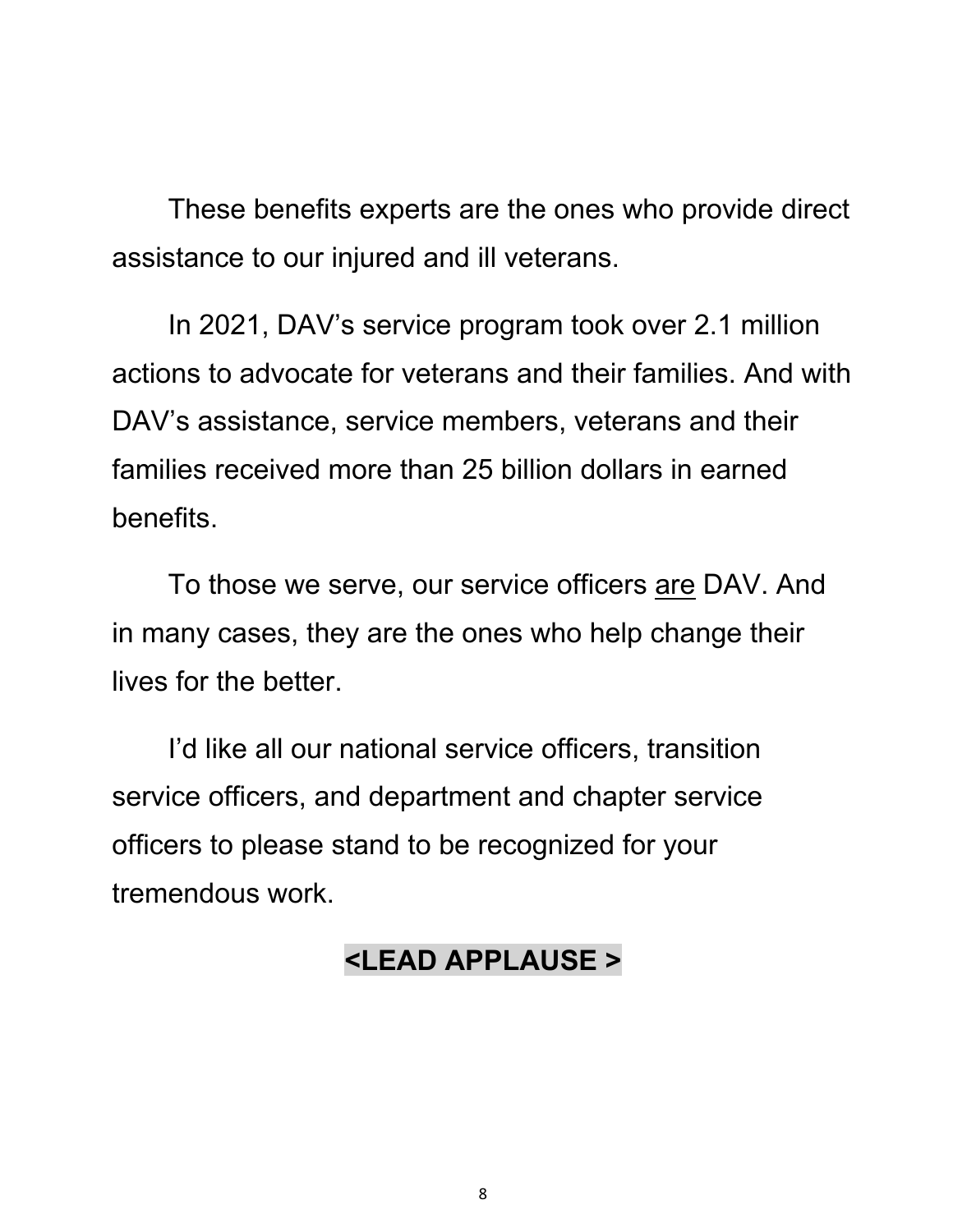These benefits experts are the ones who provide direct assistance to our injured and ill veterans.

In 2021, DAV's service program took over 2.1 million actions to advocate for veterans and their families. And with DAV's assistance, service members, veterans and their families received more than 25 billion dollars in earned benefits.

To those we serve, our service officers <u>are</u> DAV. And in many cases, they are the ones who help change their lives for the better.

I'd like all our national service officers, transition service officers, and department and chapter service officers to please stand to be recognized for your tremendous work.

**<LEAD APPLAUSE >**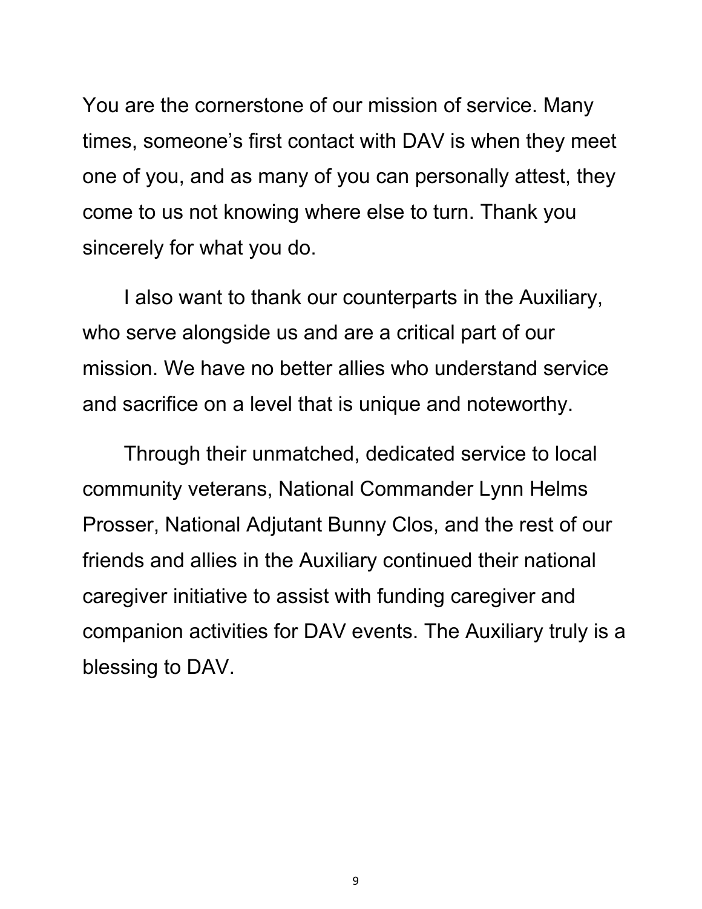You are the cornerstone of our mission of service. Many times, someone's first contact with DAV is when they meet one of you, and as many of you can personally attest, they come to us not knowing where else to turn. Thank you sincerely for what you do.

I also want to thank our counterparts in the Auxiliary, who serve alongside us and are a critical part of our mission. We have no better allies who understand service and sacrifice on a level that is unique and noteworthy.

Through their unmatched, dedicated service to local community veterans, National Commander Lynn Helms Prosser, National Adjutant Bunny Clos, and the rest of our friends and allies in the Auxiliary continued their national caregiver initiative to assist with funding caregiver and companion activities for DAV events. The Auxiliary truly is a blessing to DAV.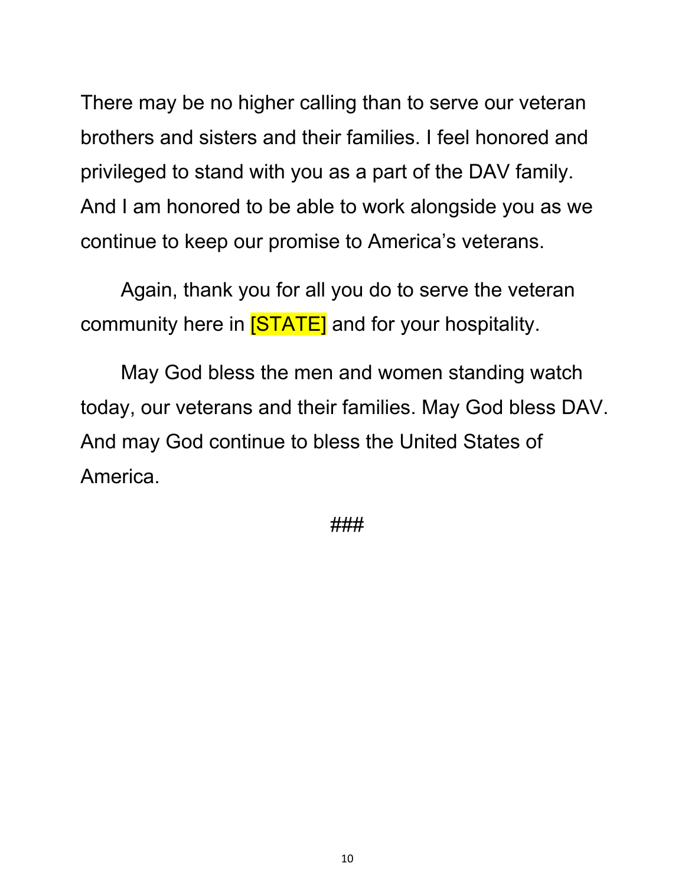There may be no higher calling than to serve our veteran brothers and sisters and their families. I feel honored and privileged to stand with you as a part of the DAV family. And I am honored to be able to work alongside you as we continue to keep our promise to America's veterans.

Again, thank you for all you do to serve the veteran community here in [STATE] and for your hospitality.

May God bless the men and women standing watch today, our veterans and their families. May God bless DAV. And may God continue to bless the United States of America.

###